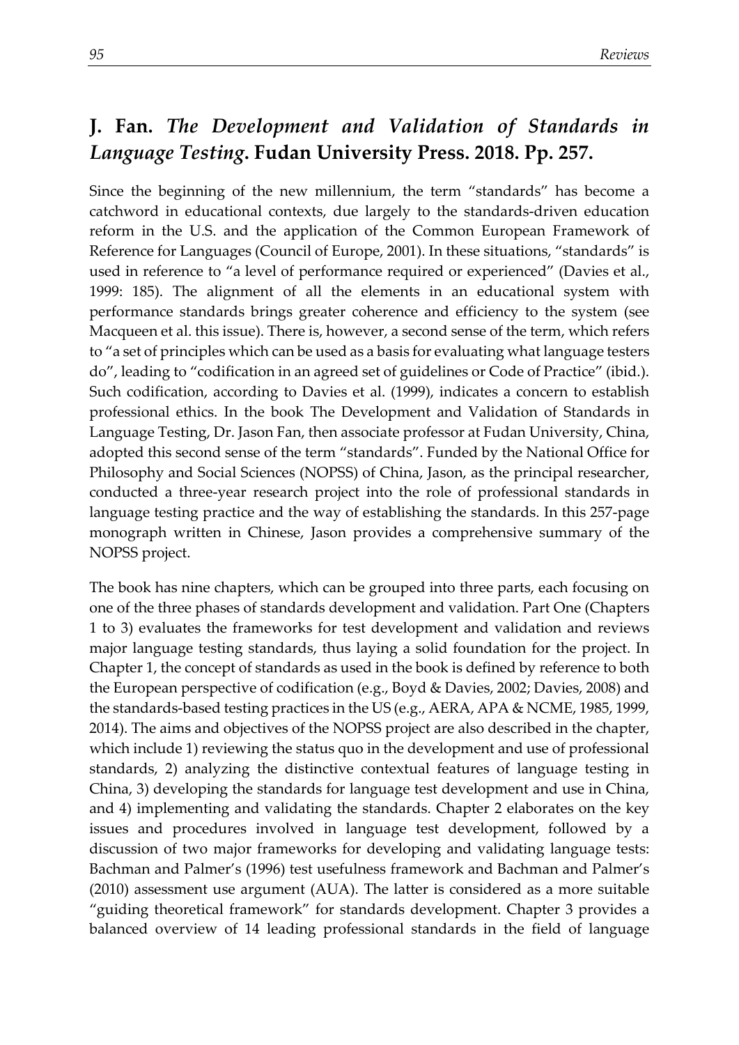## J. Fan. *The Development and Validation of Standards in Language Testing*. Fudan University Press. 2018. Pp. 257.

Since the beginning of the new millennium, the term "standards" has become a catchword in educational contexts, due largely to the standards-driven education reform in the U.S. and the application of the Common European Framework of Reference for Languages (Council of Europe, 2001). In these situations, "standards" is used in reference to "a level of performance required or experienced" (Davies et al., 1999: 185). The alignment of all the elements in an educational system with performance standards brings greater coherence and efficiency to the system (see Macqueen et al. this issue). There is, however, a second sense of the term, which refers to "a set of principles which can be used as a basis for evaluating what language testers do", leading to "codification in an agreed set of guidelines or Code of Practice" (ibid.). Such codification, according to Davies et al. (1999), indicates a concern to establish professional ethics. In the book The Development and Validation of Standards in Language Testing, Dr. Jason Fan, then associate professor at Fudan University, China, adopted this second sense of the term "standards". Funded by the National Office for Philosophy and Social Sciences (NOPSS) of China, Jason, as the principal researcher, conducted a three-year research project into the role of professional standards in language testing practice and the way of establishing the standards. In this 257-page monograph written in Chinese, Jason provides a comprehensive summary of the NOPSS project.

The book has nine chapters, which can be grouped into three parts, each focusing on one of the three phases of standards development and validation. Part One (Chapters 1 to 3) evaluates the frameworks for test development and validation and reviews major language testing standards, thus laying a solid foundation for the project. In Chapter 1, the concept of standards as used in the book is defined by reference to both the European perspective of codification (e.g., Boyd & Davies, 2002; Davies, 2008) and the standards-based testing practices in the US (e.g., AERA, APA & NCME, 1985, 1999, 2014). The aims and objectives of the NOPSS project are also described in the chapter, which include 1) reviewing the status quo in the development and use of professional standards, 2) analyzing the distinctive contextual features of language testing in China, 3) developing the standards for language test development and use in China, and 4) implementing and validating the standards. Chapter 2 elaborates on the key issues and procedures involved in language test development, followed by a discussion of two major frameworks for developing and validating language tests: Bachman and Palmer's (1996) test usefulness framework and Bachman and Palmer's (2010) assessment use argument (AUA). The latter is considered as a more suitable "guiding theoretical framework" for standards development. Chapter 3 provides a balanced overview of 14 leading professional standards in the field of language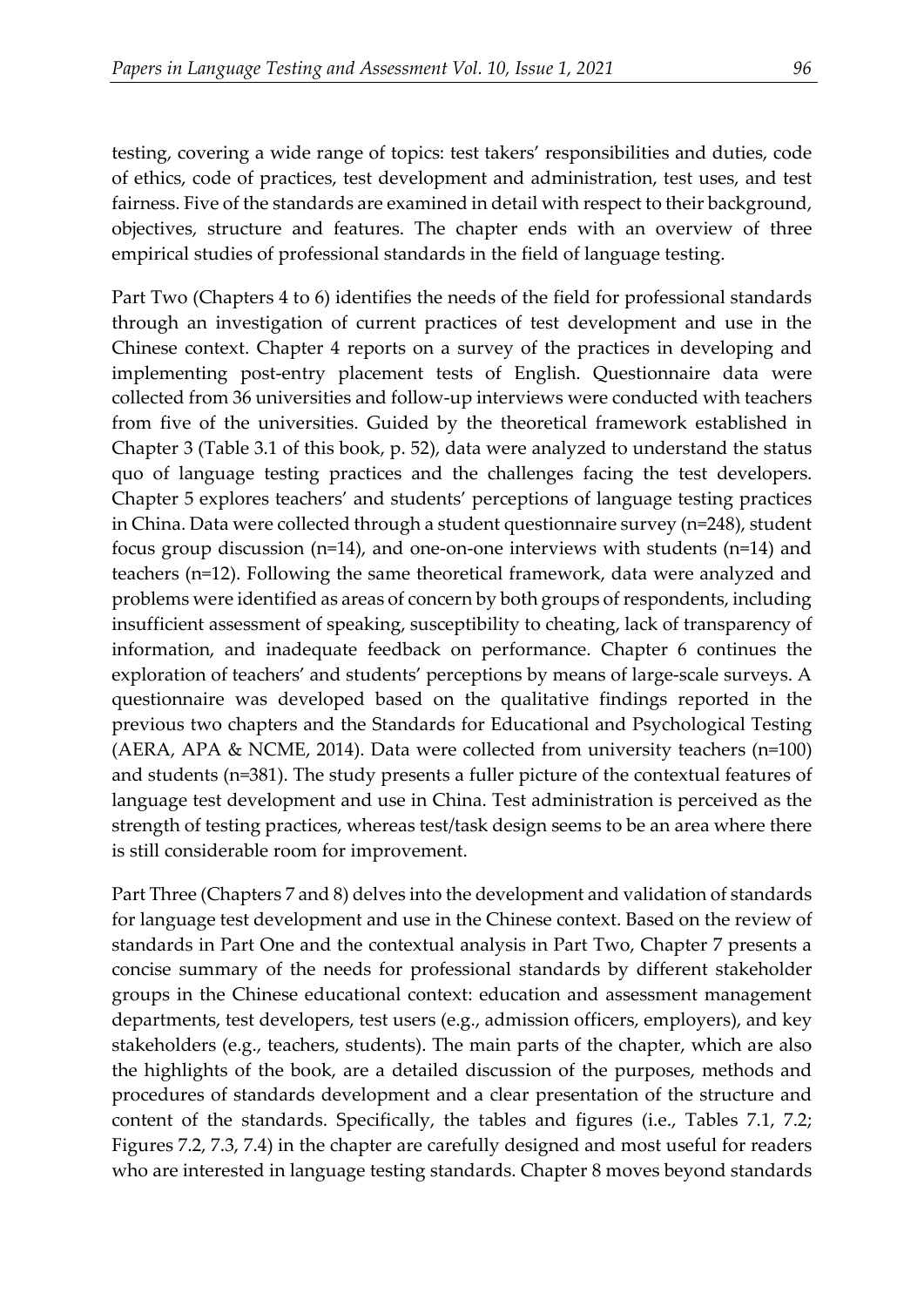testing, covering a wide range of topics: test takers' responsibilities and duties, code of ethics, code of practices, test development and administration, test uses, and test fairness. Five of the standards are examined in detail with respect to their background, objectives, structure and features. The chapter ends with an overview of three empirical studies of professional standards in the field of language testing.

Part Two (Chapters 4 to 6) identifies the needs of the field for professional standards through an investigation of current practices of test development and use in the Chinese context. Chapter 4 reports on a survey of the practices in developing and implementing post-entry placement tests of English. Questionnaire data were collected from 36 universities and follow-up interviews were conducted with teachers from five of the universities. Guided by the theoretical framework established in Chapter 3 (Table 3.1 of this book, p. 52), data were analyzed to understand the status quo of language testing practices and the challenges facing the test developers. Chapter 5 explores teachers' and students' perceptions of language testing practices in China. Data were collected through a student questionnaire survey (n=248), student focus group discussion (n=14), and one-on-one interviews with students (n=14) and teachers (n=12). Following the same theoretical framework, data were analyzed and problems were identified as areas of concern by both groups of respondents, including insufficient assessment of speaking, susceptibility to cheating, lack of transparency of information, and inadequate feedback on performance. Chapter 6 continues the exploration of teachers' and students' perceptions by means of large-scale surveys. A questionnaire was developed based on the qualitative findings reported in the previous two chapters and the Standards for Educational and Psychological Testing (AERA, APA & NCME, 2014). Data were collected from university teachers (n=100) and students (n=381). The study presents a fuller picture of the contextual features of language test development and use in China. Test administration is perceived as the strength of testing practices, whereas test/task design seems to be an area where there is still considerable room for improvement.

Part Three (Chapters 7 and 8) delves into the development and validation of standards for language test development and use in the Chinese context. Based on the review of standards in Part One and the contextual analysis in Part Two, Chapter 7 presents a concise summary of the needs for professional standards by different stakeholder groups in the Chinese educational context: education and assessment management departments, test developers, test users (e.g., admission officers, employers), and key stakeholders (e.g., teachers, students). The main parts of the chapter, which are also the highlights of the book, are a detailed discussion of the purposes, methods and procedures of standards development and a clear presentation of the structure and content of the standards. Specifically, the tables and figures (i.e., Tables 7.1, 7.2; Figures 7.2, 7.3, 7.4) in the chapter are carefully designed and most useful for readers who are interested in language testing standards. Chapter 8 moves beyond standards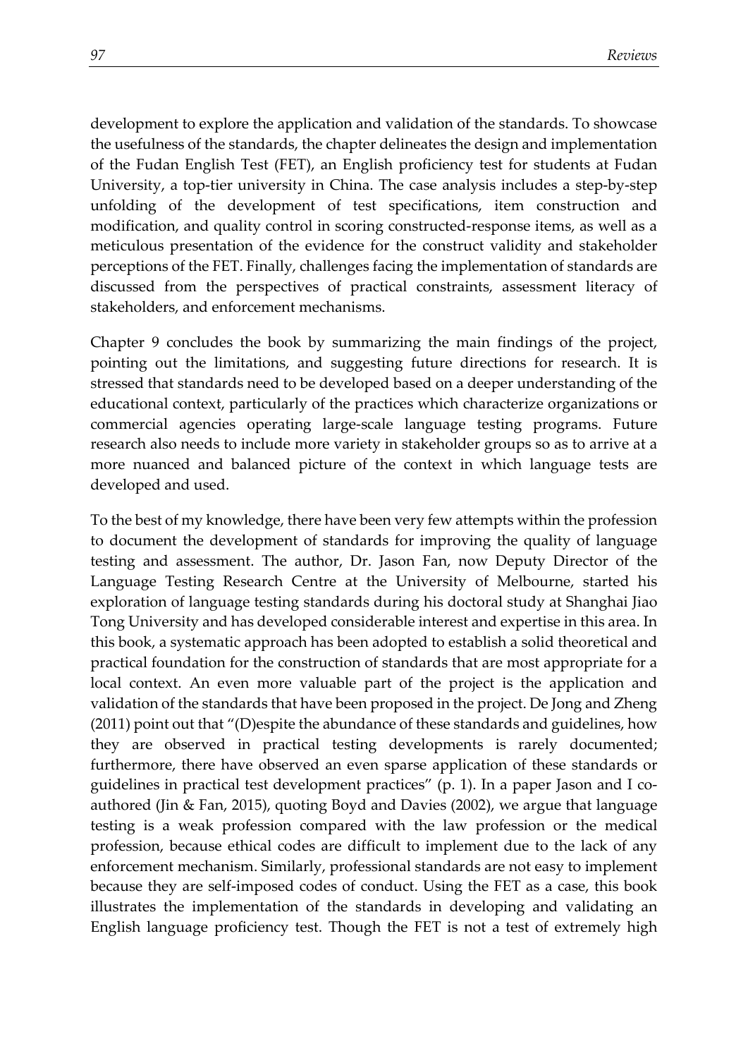development to explore the application and validation of the standards. To showcase the usefulness of the standards, the chapter delineates the design and implementation of the Fudan English Test (FET), an English proficiency test for students at Fudan University, a top-tier university in China. The case analysis includes a step-by-step unfolding of the development of test specifications, item construction and modification, and quality control in scoring constructed-response items, as well as a meticulous presentation of the evidence for the construct validity and stakeholder perceptions of the FET. Finally, challenges facing the implementation of standards are discussed from the perspectives of practical constraints, assessment literacy of stakeholders, and enforcement mechanisms.

Chapter 9 concludes the book by summarizing the main findings of the project, pointing out the limitations, and suggesting future directions for research. It is stressed that standards need to be developed based on a deeper understanding of the educational context, particularly of the practices which characterize organizations or commercial agencies operating large-scale language testing programs. Future research also needs to include more variety in stakeholder groups so as to arrive at a more nuanced and balanced picture of the context in which language tests are developed and used.

To the best of my knowledge, there have been very few attempts within the profession to document the development of standards for improving the quality of language testing and assessment. The author, Dr. Jason Fan, now Deputy Director of the Language Testing Research Centre at the University of Melbourne, started his exploration of language testing standards during his doctoral study at Shanghai Jiao Tong University and has developed considerable interest and expertise in this area. In this book, a systematic approach has been adopted to establish a solid theoretical and practical foundation for the construction of standards that are most appropriate for a local context. An even more valuable part of the project is the application and validation of the standards that have been proposed in the project. De Jong and Zheng (2011) point out that "(D)espite the abundance of these standards and guidelines, how they are observed in practical testing developments is rarely documented; furthermore, there have observed an even sparse application of these standards or guidelines in practical test development practices" (p. 1). In a paper Jason and I co-authored (Jin & Fan, 2015), quoting Boyd and Davies (2002), we argue that language testing is a weak profession compared with the law profession or the medical profession, because ethical codes are difficult to implement due to the lack of any enforcement mechanism. Similarly, professional standards are not easy to implement because they are self-imposed codes of conduct. Using the FET as a case, this book illustrates the implementation of the standards in developing and validating an English language proficiency test. Though the FET is not a test of extremely high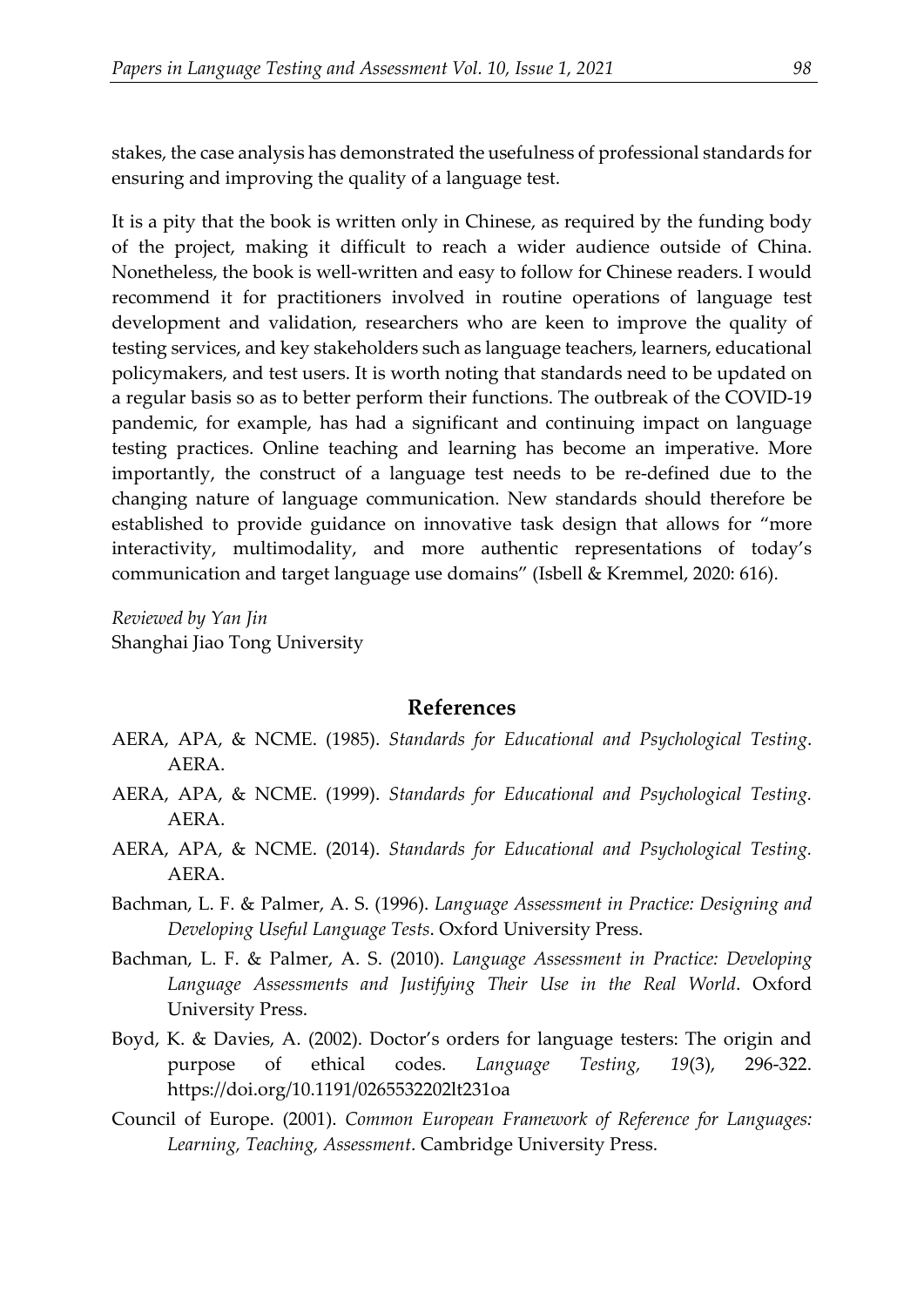stakes, the case analysis has demonstrated the usefulness of professional standards for ensuring and improving the quality of a language test.

It is a pity that the book is written only in Chinese, as required by the funding body of the project, making it difficult to reach a wider audience outside of China. Nonetheless, the book is well-written and easy to follow for Chinese readers. I would recommend it for practitioners involved in routine operations of language test development and validation, researchers who are keen to improve the quality of testing services, and key stakeholders such as language teachers, learners, educational policymakers, and test users. It is worth noting that standards need to be updated on a regular basis so as to better perform their functions. The outbreak of the COVID-19 pandemic, for example, has had a significant and continuing impact on language testing practices. Online teaching and learning has become an imperative. More importantly, the construct of a language test needs to be re-defined due to the changing nature of language communication. New standards should therefore be established to provide guidance on innovative task design that allows for "more interactivity, multimodality, and more authentic representations of today's communication and target language use domains" (Isbell & Kremmel, 2020: 616).

*Reviewed by Yan Jin*
Shanghai Jiao Tong University

## References

AERA, APA, & NCME. (1985). *Standards for Educational and Psychological Testing*. AERA.

AERA, APA, & NCME. (1999). *Standards for Educational and Psychological Testing.* AERA.

AERA, APA, & NCME. (2014). *Standards for Educational and Psychological Testing.* AERA.

Bachman, L. F. & Palmer, A. S. (1996). *Language Assessment in Practice: Designing and Developing Useful Language Tests*. Oxford University Press.

Bachman, L. F. & Palmer, A. S. (2010). *Language Assessment in Practice: Developing Language Assessments and Justifying Their Use in the Real World*. Oxford University Press.

Boyd, K. & Davies, A. (2002). Doctor's orders for language testers: The origin and purpose of ethical codes. *Language Testing, 19*(3), 296-322. https://doi.org/10.1191/0265532202lt231oa

Council of Europe. (2001). *Common European Framework of Reference for Languages: Learning, Teaching, Assessment*. Cambridge University Press.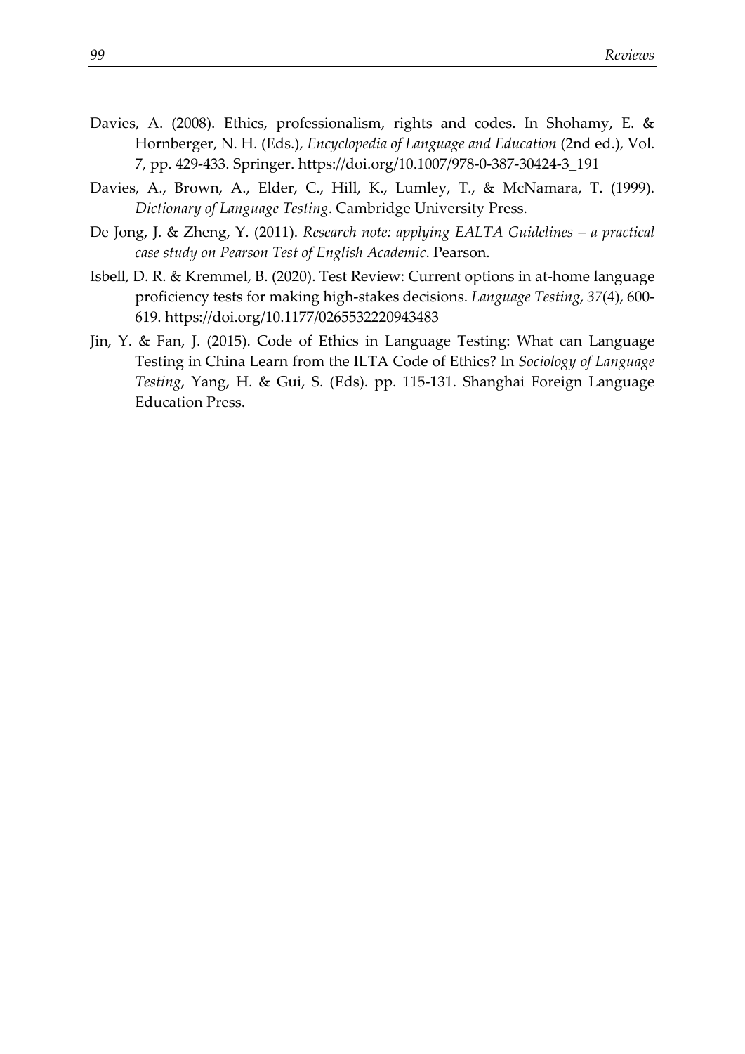Davies, A. (2008). Ethics, professionalism, rights and codes. In Shohamy, E. & Hornberger, N. H. (Eds.), *Encyclopedia of Language and Education* (2nd ed.), Vol. 7, pp. 429-433. Springer. https://doi.org/10.1007/978-0-387-30424-3_191

Davies, A., Brown, A., Elder, C., Hill, K., Lumley, T., & McNamara, T. (1999). *Dictionary of Language Testing*. Cambridge University Press.

De Jong, J. & Zheng, Y. (2011). *Research note: applying EALTA Guidelines – a practical case study on Pearson Test of English Academic*. Pearson.

Isbell, D. R. & Kremmel, B. (2020). Test Review: Current options in at-home language proficiency tests for making high-stakes decisions. *Language Testing*, *37*(4), 600-619. https://doi.org/10.1177/0265532220943483

Jin, Y. & Fan, J. (2015). Code of Ethics in Language Testing: What can Language Testing in China Learn from the ILTA Code of Ethics? In *Sociology of Language Testing*, Yang, H. & Gui, S. (Eds). pp. 115-131. Shanghai Foreign Language Education Press.